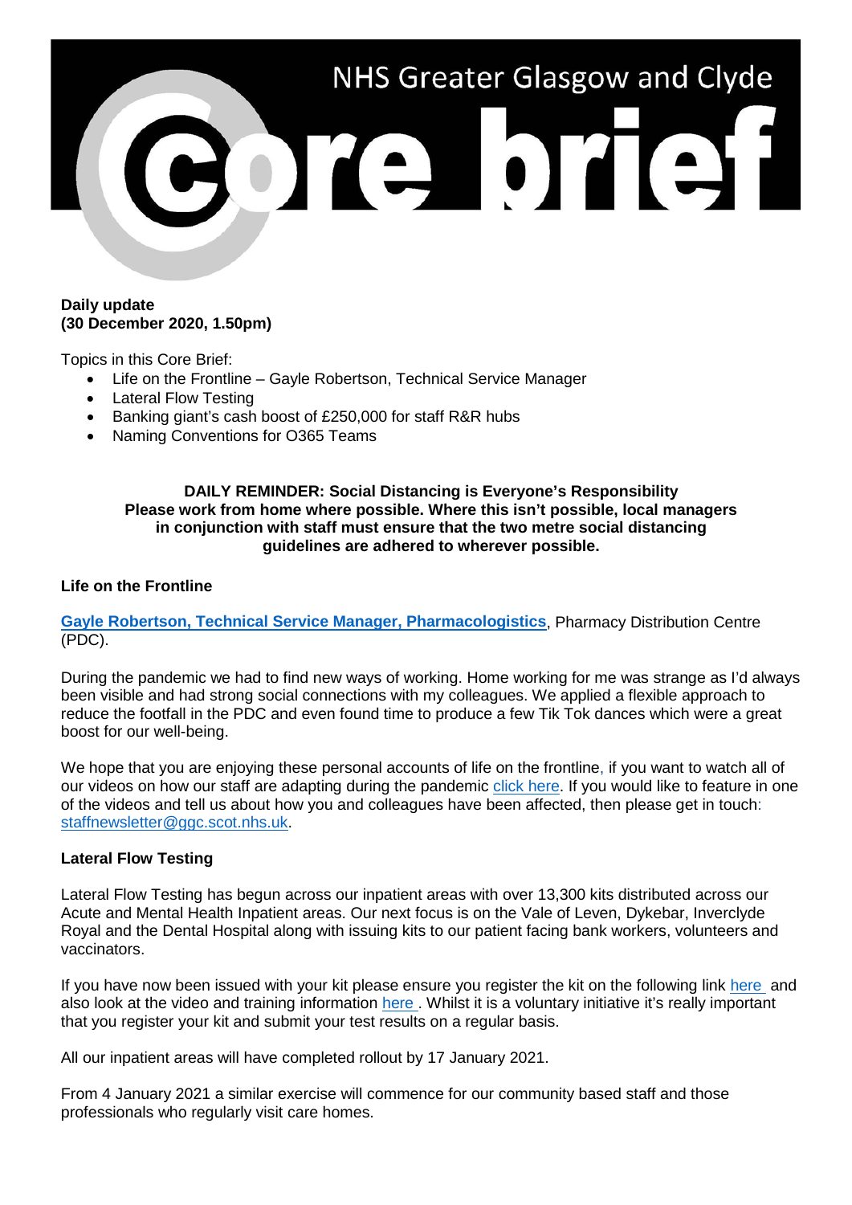# NHS Greater Glasgow and Clyde Core brief

**Daily update**
**(30 December 2020, 1.50pm)**

Topics in this Core Brief:

- Life on the Frontline – Gayle Robertson, Technical Service Manager
- Lateral Flow Testing
- Banking giant's cash boost of £250,000 for staff R&R hubs
- Naming Conventions for O365 Teams

**DAILY REMINDER: Social Distancing is Everyone's Responsibility**
**Please work from home where possible. Where this isn't possible, local managers in conjunction with staff must ensure that the two metre social distancing guidelines are adhered to wherever possible.**

## Life on the Frontline

**Gayle Robertson, Technical Service Manager, Pharmacologistics**, Pharmacy Distribution Centre (PDC).

During the pandemic we had to find new ways of working. Home working for me was strange as I'd always been visible and had strong social connections with my colleagues. We applied a flexible approach to reduce the footfall in the PDC and even found time to produce a few Tik Tok dances which were a great boost for our well-being.

We hope that you are enjoying these personal accounts of life on the frontline, if you want to watch all of our videos on how our staff are adapting during the pandemic click here. If you would like to feature in one of the videos and tell us about how you and colleagues have been affected, then please get in touch: staffnewsletter@ggc.scot.nhs.uk.

## Lateral Flow Testing

Lateral Flow Testing has begun across our inpatient areas with over 13,300 kits distributed across our Acute and Mental Health Inpatient areas. Our next focus is on the Vale of Leven, Dykebar, Inverclyde Royal and the Dental Hospital along with issuing kits to our patient facing bank workers, volunteers and vaccinators.

If you have now been issued with your kit please ensure you register the kit on the following link here and also look at the video and training information here . Whilst it is a voluntary initiative it's really important that you register your kit and submit your test results on a regular basis.

All our inpatient areas will have completed rollout by 17 January 2021.

From 4 January 2021 a similar exercise will commence for our community based staff and those professionals who regularly visit care homes.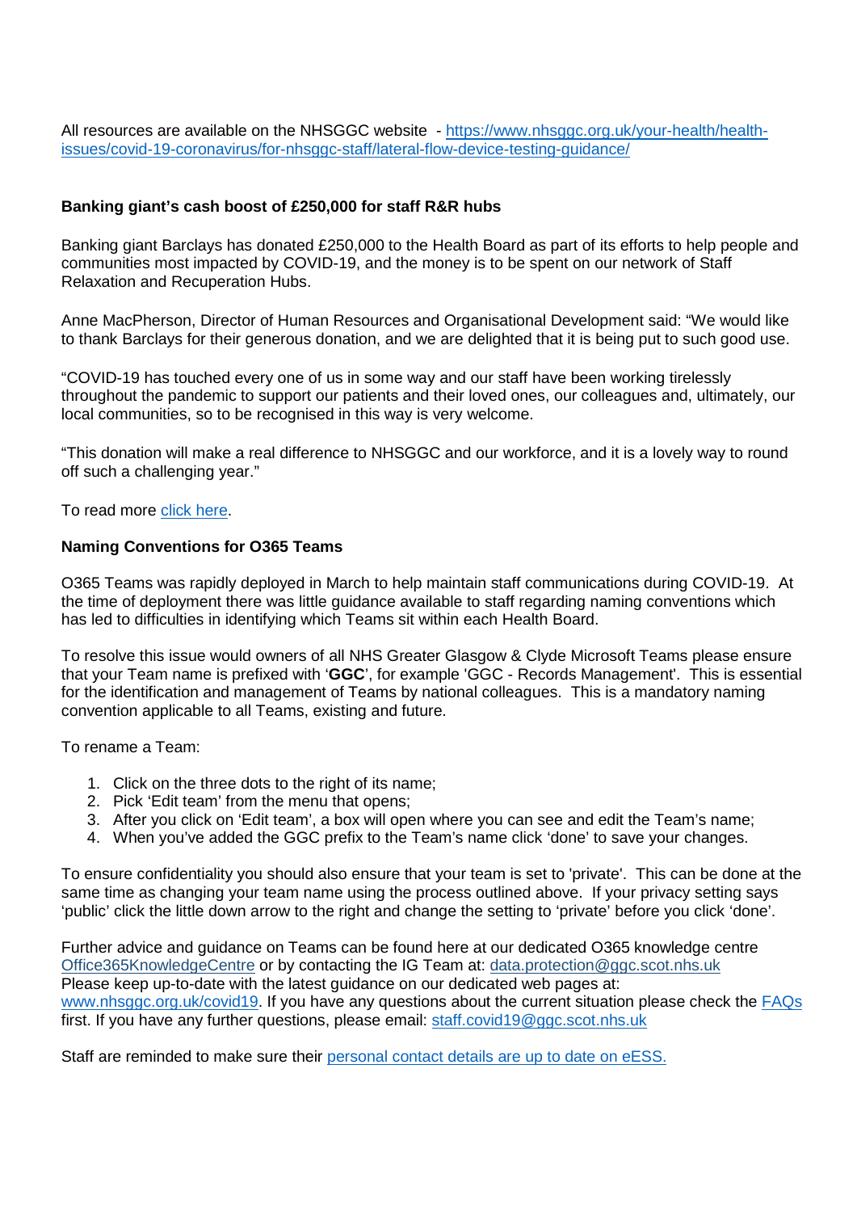All resources are available on the NHSGGC website - https://www.nhsggc.org.uk/your-health/health-issues/covid-19-coronavirus/for-nhsggc-staff/lateral-flow-device-testing-guidance/

**Banking giant's cash boost of £250,000 for staff R&R hubs**

Banking giant Barclays has donated £250,000 to the Health Board as part of its efforts to help people and communities most impacted by COVID-19, and the money is to be spent on our network of Staff Relaxation and Recuperation Hubs.

Anne MacPherson, Director of Human Resources and Organisational Development said: "We would like to thank Barclays for their generous donation, and we are delighted that it is being put to such good use.

"COVID-19 has touched every one of us in some way and our staff have been working tirelessly throughout the pandemic to support our patients and their loved ones, our colleagues and, ultimately, our local communities, so to be recognised in this way is very welcome.

"This donation will make a real difference to NHSGGC and our workforce, and it is a lovely way to round off such a challenging year."

To read more click here.

**Naming Conventions for O365 Teams**

O365 Teams was rapidly deployed in March to help maintain staff communications during COVID-19. At the time of deployment there was little guidance available to staff regarding naming conventions which has led to difficulties in identifying which Teams sit within each Health Board.

To resolve this issue would owners of all NHS Greater Glasgow & Clyde Microsoft Teams please ensure that your Team name is prefixed with '**GGC**', for example 'GGC - Records Management'. This is essential for the identification and management of Teams by national colleagues. This is a mandatory naming convention applicable to all Teams, existing and future.

To rename a Team:

1. Click on the three dots to the right of its name;
2. Pick 'Edit team' from the menu that opens;
3. After you click on 'Edit team', a box will open where you can see and edit the Team's name;
4. When you've added the GGC prefix to the Team's name click 'done' to save your changes.

To ensure confidentiality you should also ensure that your team is set to 'private'. This can be done at the same time as changing your team name using the process outlined above. If your privacy setting says 'public' click the little down arrow to the right and change the setting to 'private' before you click 'done'.

Further advice and guidance on Teams can be found here at our dedicated O365 knowledge centre Office365KnowledgeCentre or by contacting the IG Team at: data.protection@ggc.scot.nhs.uk
Please keep up-to-date with the latest guidance on our dedicated web pages at: www.nhsggc.org.uk/covid19. If you have any questions about the current situation please check the FAQs first. If you have any further questions, please email: staff.covid19@ggc.scot.nhs.uk

Staff are reminded to make sure their personal contact details are up to date on eESS.